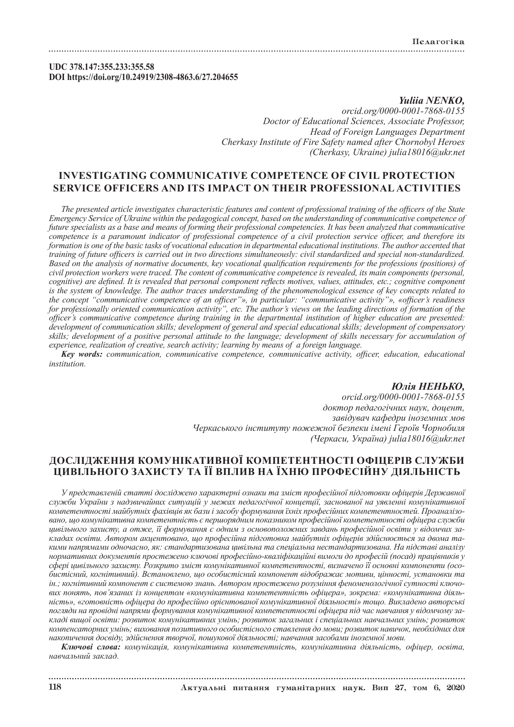**UDC 378.147:355.233:355.58**
**DOI https://doi.org/10.24919/2308-4863.6/27.204655**

***Yuliia NENKO,***
*orcid.org/0000-0001-7868-0155*
*Doctor of Educational Sciences, Associate Professor,*
*Head of Foreign Languages Department*
*Cherkasy Institute of Fire Safety named after Chornobyl Heroes*
*(Cherkasy, Ukraine) julia18016@ukr.net*

## INVESTIGATING COMMUNICATIVE COMPETENCE OF CIVIL PROTECTION SERVICE OFFICERS AND ITS IMPACT ON THEIR PROFESSIONAL ACTIVITIES

*The presented article investigates characteristic features and content of professional training of the officers of the State Emergency Service of Ukraine within the pedagogical concept, based on the understanding of communicative competence of future specialists as a base and means of forming their professional competencies. It has been analyzed that communicative competence is a paramount indicator of professional competence of a civil protection service officer, and therefore its formation is one of the basic tasks of vocational education in departmental educational institutions. The author accented that training of future officers is carried out in two directions simultaneously: civil standardized and special non-standardized. Based on the analysis of normative documents, key vocational qualification requirements for the professions (positions) of civil protection workers were traced. The content of communicative competence is revealed, its main components (personal, cognitive) are defined. It is revealed that personal component reflects motives, values, attitudes, etc.; cognitive component is the system of knowledge. The author traces understanding of the phenomenological essence of key concepts related to the concept "communicative competence of an officer"», in particular: "communicative activity"», «officer's readiness for professionally oriented communication activity", etc. The author's views on the leading directions of formation of the officer's communicative competence during training in the departmental institution of higher education are presented: development of communication skills; development of general and special educational skills; development of compensatory skills; development of a positive personal attitude to the language; development of skills necessary for accumulation of experience, realization of creative, search activity; learning by means of a foreign language.*

***Key words:*** *communication, communicative competence, communicative activity, officer, education, educational institution.*

***Юлія НЕНЬКО,***
*orcid.org/0000-0001-7868-0155*
*доктор педагогічних наук, доцент,*
*завідувач кафедри іноземних мов*
*Черкаського інституту пожежної безпеки імені Героїв Чорнобиля*
*(Черкаси, Україна) julia18016@ukr.net*

## ДОСЛІДЖЕННЯ КОМУНІКАТИВНОЇ КОМПЕТЕНТНОСТІ ОФІЦЕРІВ СЛУЖБИ ЦИВІЛЬНОГО ЗАХИСТУ ТА ЇЇ ВПЛИВ НА ЇХНЮ ПРОФЕСІЙНУ ДІЯЛЬНІСТЬ

*У представленій статті досліджено характерні ознаки та зміст професійної підготовки офіцерів Державної служби України з надзвичайних ситуацій у межах педагогічної концепції, заснованої на уявленні комунікативної компетентності майбутніх фахівців як бази і засобу формування їхніх професійних компетентностей. Проаналізовано, що комунікативна компетентність є першорядним показником професійної компетентності офіцера служби цивільного захисту, а отже, її формування є одним з основоположних завдань професійної освіти у відомчих закладах освіти. Автором акцентовано, що професійна підготовка майбутніх офіцерів здійснюється за двома такими напрямами одночасно, як: стандартизована цивільна та спеціальна нестандартизована. На підставі аналізу нормативних документів простежено ключові професійно-кваліфікаційні вимоги до професій (посад) працівників у сфері цивільного захисту. Розкрито зміст комунікативної компетентності, визначено її основні компоненти (особистісний, когнітивний). Встановлено, що особистісний компонент відображає мотиви, цінності, установки та ін.; когнітивний компонент є системою знань. Автором простежено розуміння феноменологічної сутності ключових понять, пов'язаних із концептом «комунікативна компетентність офіцера», зокрема: «комунікативна діяльність», «готовність офіцера до професійно орієнтованої комунікативної діяльності» тощо. Викладено авторські погляди на провідні напрями формування комунікативної компетентності офіцера під час навчання у відомчому закладі вищої освіти: розвиток комунікативних умінь; розвиток загальних і спеціальних навчальних умінь; розвиток компенсаторних умінь; виховання позитивного особистісного ставлення до мови; розвиток навичок, необхідних для накопичення досвіду, здійснення творчої, пошукової діяльності; навчання засобами іноземної мови.*

***Ключові слова:*** *комунікація, комунікативна компетентність, комунікативна діяльність, офіцер, освіта, навчальний заклад.*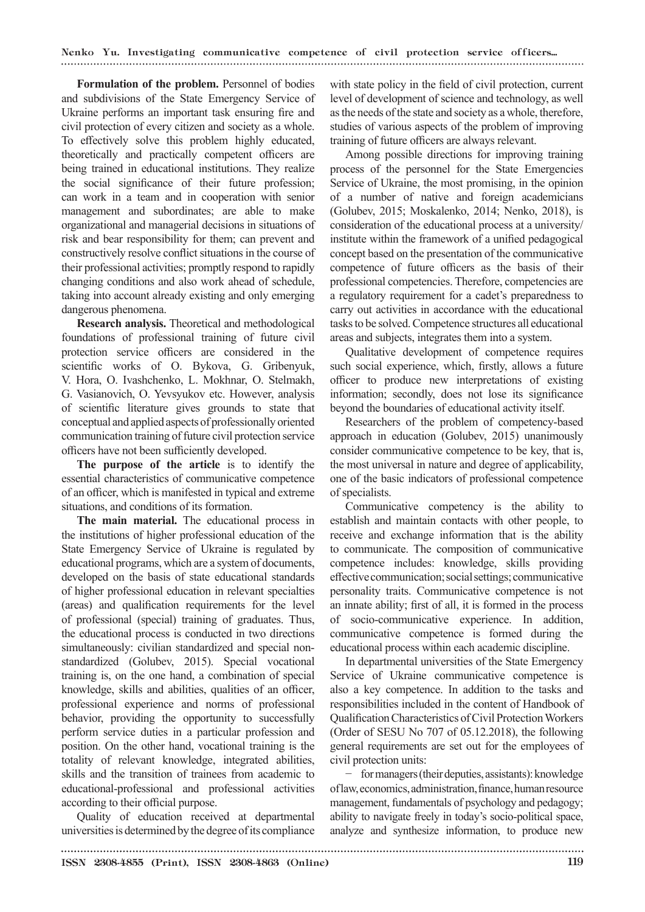**Formulation of the problem.** Personnel of bodies and subdivisions of the State Emergency Service of Ukraine performs an important task ensuring fire and civil protection of every citizen and society as a whole. To effectively solve this problem highly educated, theoretically and practically competent officers are being trained in educational institutions. They realize the social significance of their future profession; can work in a team and in cooperation with senior management and subordinates; are able to make organizational and managerial decisions in situations of risk and bear responsibility for them; can prevent and constructively resolve conflict situations in the course of their professional activities; promptly respond to rapidly changing conditions and also work ahead of schedule, taking into account already existing and only emerging dangerous phenomena.

**Research analysis.** Theoretical and methodological foundations of professional training of future civil protection service officers are considered in the scientific works of O. Bykova, G. Gribenyuk, V. Hora, O. Ivashchenko, L. Mokhnar, O. Stelmakh, G. Vasianovich, O. Yevsyukov etc. However, analysis of scientific literature gives grounds to state that conceptual and applied aspects of professionally oriented communication training of future civil protection service officers have not been sufficiently developed.

**The purpose of the article** is to identify the essential characteristics of communicative competence of an officer, which is manifested in typical and extreme situations, and conditions of its formation.

**The main material.** The educational process in the institutions of higher professional education of the State Emergency Service of Ukraine is regulated by educational programs, which are a system of documents, developed on the basis of state educational standards of higher professional education in relevant specialties (areas) and qualification requirements for the level of professional (special) training of graduates. Thus, the educational process is conducted in two directions simultaneously: civilian standardized and special non-standardized (Golubev, 2015). Special vocational training is, on the one hand, a combination of special knowledge, skills and abilities, qualities of an officer, professional experience and norms of professional behavior, providing the opportunity to successfully perform service duties in a particular profession and position. On the other hand, vocational training is the totality of relevant knowledge, integrated abilities, skills and the transition of trainees from academic to educational-professional and professional activities according to their official purpose.

Quality of education received at departmental universities is determined by the degree of its compliance with state policy in the field of civil protection, current level of development of science and technology, as well as the needs of the state and society as a whole, therefore, studies of various aspects of the problem of improving training of future officers are always relevant.

Among possible directions for improving training process of the personnel for the State Emergencies Service of Ukraine, the most promising, in the opinion of a number of native and foreign academicians (Golubev, 2015; Moskalenko, 2014; Nenko, 2018), is consideration of the educational process at a university/institute within the framework of a unified pedagogical concept based on the presentation of the communicative competence of future officers as the basis of their professional competencies. Therefore, competencies are a regulatory requirement for a cadet's preparedness to carry out activities in accordance with the educational tasks to be solved. Competence structures all educational areas and subjects, integrates them into a system.

Qualitative development of competence requires such social experience, which, firstly, allows a future officer to produce new interpretations of existing information; secondly, does not lose its significance beyond the boundaries of educational activity itself.

Researchers of the problem of competency-based approach in education (Golubev, 2015) unanimously consider communicative competence to be key, that is, the most universal in nature and degree of applicability, one of the basic indicators of professional competence of specialists.

Communicative competency is the ability to establish and maintain contacts with other people, to receive and exchange information that is the ability to communicate. The composition of communicative competence includes: knowledge, skills providing effective communication; social settings; communicative personality traits. Communicative competence is not an innate ability; first of all, it is formed in the process of socio-communicative experience. In addition, communicative competence is formed during the educational process within each academic discipline.

In departmental universities of the State Emergency Service of Ukraine communicative competence is also a key competence. In addition to the tasks and responsibilities included in the content of Handbook of Qualification Characteristics of Civil Protection Workers (Order of SESU No 707 of 05.12.2018), the following general requirements are set out for the employees of civil protection units:

− for managers (their deputies, assistants): knowledge of law, economics, administration, finance, human resource management, fundamentals of psychology and pedagogy; ability to navigate freely in today's socio-political space, analyze and synthesize information, to produce new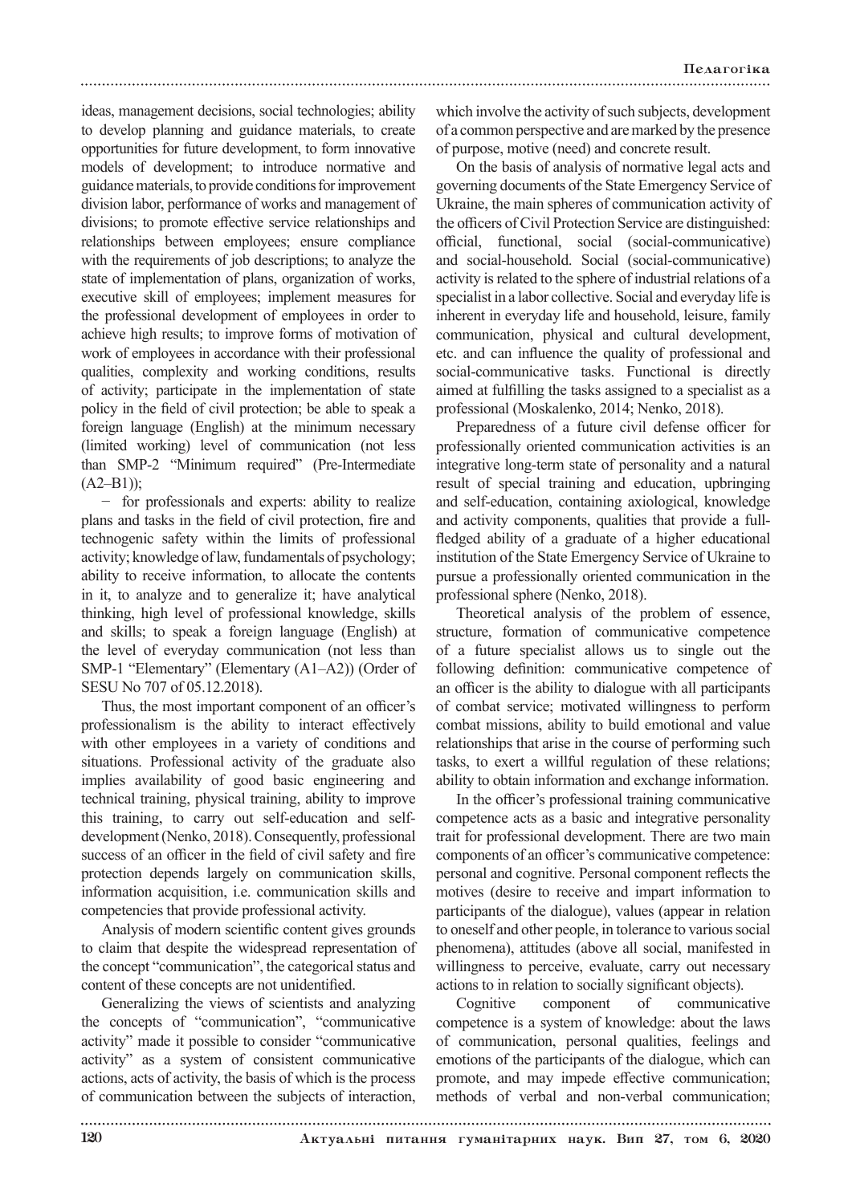ideas, management decisions, social technologies; ability to develop planning and guidance materials, to create opportunities for future development, to form innovative models of development; to introduce normative and guidance materials, to provide conditions for improvement division labor, performance of works and management of divisions; to promote effective service relationships and relationships between employees; ensure compliance with the requirements of job descriptions; to analyze the state of implementation of plans, organization of works, executive skill of employees; implement measures for the professional development of employees in order to achieve high results; to improve forms of motivation of work of employees in accordance with their professional qualities, complexity and working conditions, results of activity; participate in the implementation of state policy in the field of civil protection; be able to speak a foreign language (English) at the minimum necessary (limited working) level of communication (not less than SMP-2 "Minimum required" (Pre-Intermediate (A2–B1));

− for professionals and experts: ability to realize plans and tasks in the field of civil protection, fire and technogenic safety within the limits of professional activity; knowledge of law, fundamentals of psychology; ability to receive information, to allocate the contents in it, to analyze and to generalize it; have analytical thinking, high level of professional knowledge, skills and skills; to speak a foreign language (English) at the level of everyday communication (not less than SMP-1 "Elementary" (Elementary (A1–A2)) (Order of SESU No 707 of 05.12.2018).

Thus, the most important component of an officer's professionalism is the ability to interact effectively with other employees in a variety of conditions and situations. Professional activity of the graduate also implies availability of good basic engineering and technical training, physical training, ability to improve this training, to carry out self-education and self-development (Nenko, 2018). Consequently, professional success of an officer in the field of civil safety and fire protection depends largely on communication skills, information acquisition, i.e. communication skills and competencies that provide professional activity.

Analysis of modern scientific content gives grounds to claim that despite the widespread representation of the concept "communication", the categorical status and content of these concepts are not unidentified.

Generalizing the views of scientists and analyzing the concepts of "communication", "communicative activity" made it possible to consider "communicative activity" as a system of consistent communicative actions, acts of activity, the basis of which is the process of communication between the subjects of interaction, which involve the activity of such subjects, development of a common perspective and are marked by the presence of purpose, motive (need) and concrete result.

On the basis of analysis of normative legal acts and governing documents of the State Emergency Service of Ukraine, the main spheres of communication activity of the officers of Civil Protection Service are distinguished: official, functional, social (social-communicative) and social-household. Social (social-communicative) activity is related to the sphere of industrial relations of a specialist in a labor collective. Social and everyday life is inherent in everyday life and household, leisure, family communication, physical and cultural development, etc. and can influence the quality of professional and social-communicative tasks. Functional is directly aimed at fulfilling the tasks assigned to a specialist as a professional (Moskalenko, 2014; Nenko, 2018).

Preparedness of a future civil defense officer for professionally oriented communication activities is an integrative long-term state of personality and a natural result of special training and education, upbringing and self-education, containing axiological, knowledge and activity components, qualities that provide a full-fledged ability of a graduate of a higher educational institution of the State Emergency Service of Ukraine to pursue a professionally oriented communication in the professional sphere (Nenko, 2018).

Theoretical analysis of the problem of essence, structure, formation of communicative competence of a future specialist allows us to single out the following definition: communicative competence of an officer is the ability to dialogue with all participants of combat service; motivated willingness to perform combat missions, ability to build emotional and value relationships that arise in the course of performing such tasks, to exert a willful regulation of these relations; ability to obtain information and exchange information.

In the officer's professional training communicative competence acts as a basic and integrative personality trait for professional development. There are two main components of an officer's communicative competence: personal and cognitive. Personal component reflects the motives (desire to receive and impart information to participants of the dialogue), values (appear in relation to oneself and other people, in tolerance to various social phenomena), attitudes (above all social, manifested in willingness to perceive, evaluate, carry out necessary actions to in relation to socially significant objects).

Cognitive component of communicative competence is a system of knowledge: about the laws of communication, personal qualities, feelings and emotions of the participants of the dialogue, which can promote, and may impede effective communication; methods of verbal and non-verbal communication;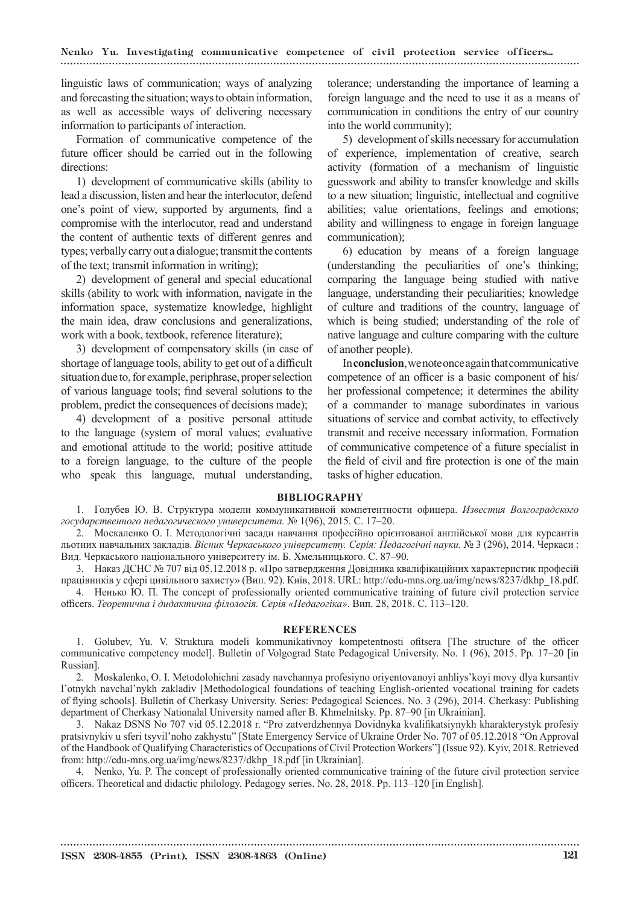linguistic laws of communication; ways of analyzing and forecasting the situation; ways to obtain information, as well as accessible ways of delivering necessary information to participants of interaction.

Formation of communicative competence of the future officer should be carried out in the following directions:

1) development of communicative skills (ability to lead a discussion, listen and hear the interlocutor, defend one's point of view, supported by arguments, find a compromise with the interlocutor, read and understand the content of authentic texts of different genres and types; verbally carry out a dialogue; transmit the contents of the text; transmit information in writing);

2) development of general and special educational skills (ability to work with information, navigate in the information space, systematize knowledge, highlight the main idea, draw conclusions and generalizations, work with a book, textbook, reference literature);

3) development of compensatory skills (in case of shortage of language tools, ability to get out of a difficult situation due to, for example, periphrase, proper selection of various language tools; find several solutions to the problem, predict the consequences of decisions made);

4) development of a positive personal attitude to the language (system of moral values; evaluative and emotional attitude to the world; positive attitude to a foreign language, to the culture of the people who speak this language, mutual understanding, tolerance; understanding the importance of learning a foreign language and the need to use it as a means of communication in conditions the entry of our country into the world community);

5) development of skills necessary for accumulation of experience, implementation of creative, search activity (formation of a mechanism of linguistic guesswork and ability to transfer knowledge and skills to a new situation; linguistic, intellectual and cognitive abilities; value orientations, feelings and emotions; ability and willingness to engage in foreign language communication);

6) education by means of a foreign language (understanding the peculiarities of one's thinking; comparing the language being studied with native language, understanding their peculiarities; knowledge of culture and traditions of the country, language of which is being studied; understanding of the role of native language and culture comparing with the culture of another people).

In **conclusion**, we note once again that communicative competence of an officer is a basic component of his/her professional competence; it determines the ability of a commander to manage subordinates in various situations of service and combat activity, to effectively transmit and receive necessary information. Formation of communicative competence of a future specialist in the field of civil and fire protection is one of the main tasks of higher education.

## BIBLIOGRAPHY

1. Голубев Ю. В. Структура модели коммуникативной компетентности офицера. *Известия Волгоградского государственного педагогического университета.* № 1(96), 2015. С. 17–20.

2. Москаленко О. І. Методологічні засади навчання професійно орієнтованої англійської мови для курсантів льотних навчальних закладів. *Вісник Черкаського університету. Серія: Педагогічні науки.* № 3 (296), 2014. Черкаси : Вид. Черкаського національного університету ім. Б. Хмельницького. С. 87–90.

3. Наказ ДСНС № 707 від 05.12.2018 р. «Про затвердження Довідника кваліфікаційних характеристик професій працівників у сфері цивільного захисту» (Вип. 92). Київ, 2018. URL: http://edu-mns.org.ua/img/news/8237/dkhp_18.pdf.

4. Ненько Ю. П. The concept of professionally oriented communicative training of future civil protection service officers. *Теоретична і дидактична філологія. Серія «Педагогіка»*. Вип. 28, 2018. С. 113–120.

## REFERENCES

1. Golubev, Yu. V. Struktura modeli kommunikativnoy kompetentnosti ofitsera [The structure of the officer communicative competency model]. Bulletin of Volgograd State Pedagogical University. No. 1 (96), 2015. Pp. 17–20 [in Russian].

2. Moskalenko, O. I. Metodolohichni zasady navchannya profesiyno oriyentovanoyi anhliys'koyi movy dlya kursantiv l'otnykh navchal'nykh zakladiv [Methodological foundations of teaching English-oriented vocational training for cadets of flying schools]. Bulletin of Cherkasy University. Series: Pedagogical Sciences. No. 3 (296), 2014. Cherkasy: Publishing department of Cherkasy Nationalal University named after B. Khmelnitsky. Pp. 87–90 [in Ukrainian].

3. Nakaz DSNS No 707 vid 05.12.2018 r. "Pro zatverdzhennya Dovidnyka kvalifikatsiynykh kharakterystyk profesiy pratsivnykiv u sferi tsyvil'noho zakhystu" [State Emergency Service of Ukraine Order No. 707 of 05.12.2018 "On Approval of the Handbook of Qualifying Characteristics of Occupations of Civil Protection Workers"] (Issue 92). Kyiv, 2018. Retrieved from: http://edu-mns.org.ua/img/news/8237/dkhp_18.pdf [in Ukrainian].

4. Nenko, Yu. P. The concept of professionally oriented communicative training of the future civil protection service officers. Theoretical and didactic philology. Pedagogy series. No. 28, 2018. Pp. 113–120 [in English].